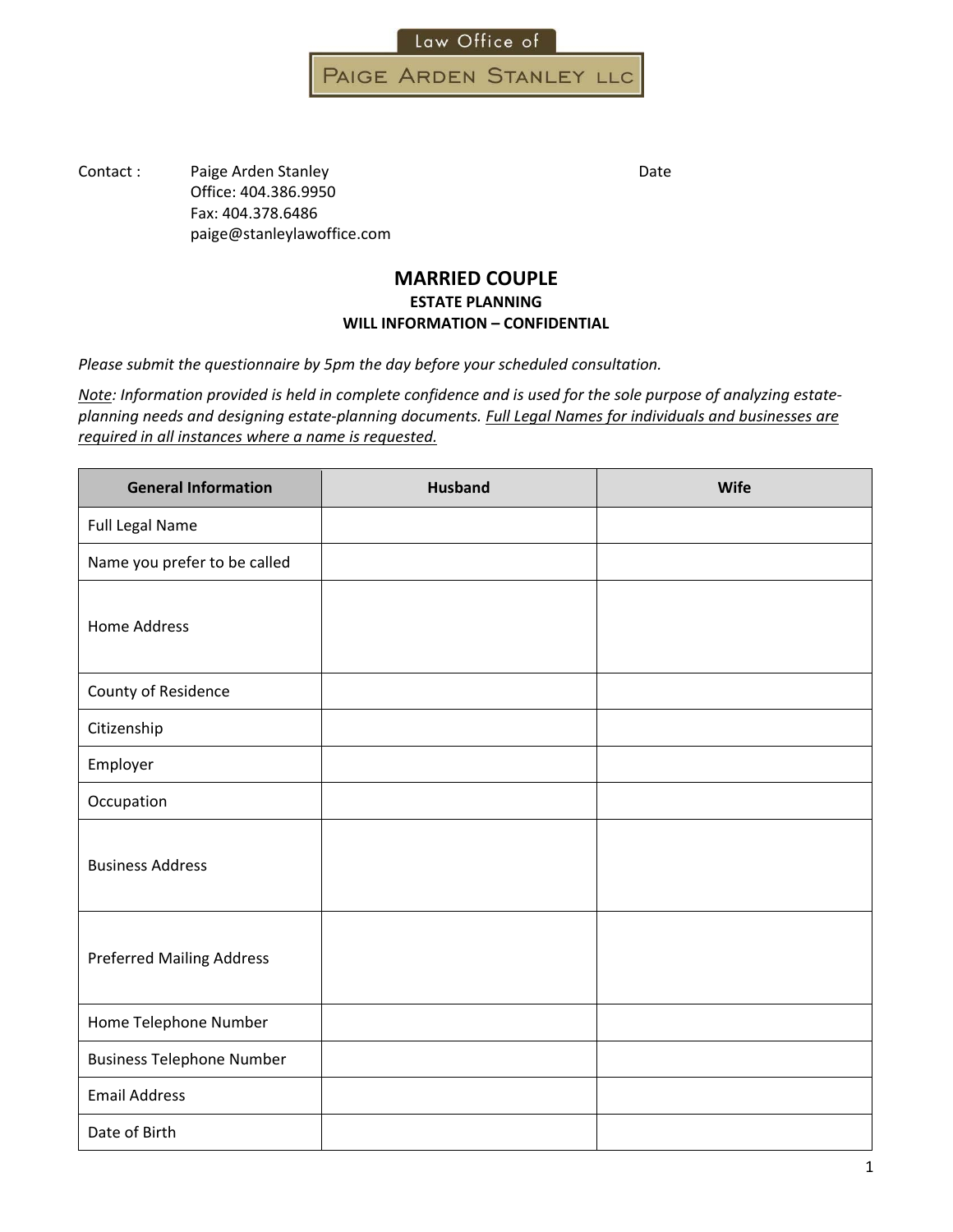Law Office of

PAIGE ARDEN STANLEY LLC

Contact : Paige Arden Stanley
Office: 404.386.9950
Fax: 404.378.6486
paige@stanleylawoffice.com

Date

# MARRIED COUPLE

## ESTATE PLANNING

## WILL INFORMATION – CONFIDENTIAL

*Please submit the questionnaire by 5pm the day before your scheduled consultation.*

*Note: Information provided is held in complete confidence and is used for the sole purpose of analyzing estate-planning needs and designing estate-planning documents. Full Legal Names for individuals and businesses are required in all instances where a name is requested.*

| General Information | Husband | Wife |
|---|---|---|
| Full Legal Name | | |
| Name you prefer to be called | | |
| Home Address | | |
| County of Residence | | |
| Citizenship | | |
| Employer | | |
| Occupation | | |
| Business Address | | |
| Preferred Mailing Address | | |
| Home Telephone Number | | |
| Business Telephone Number | | |
| Email Address | | |
| Date of Birth | | |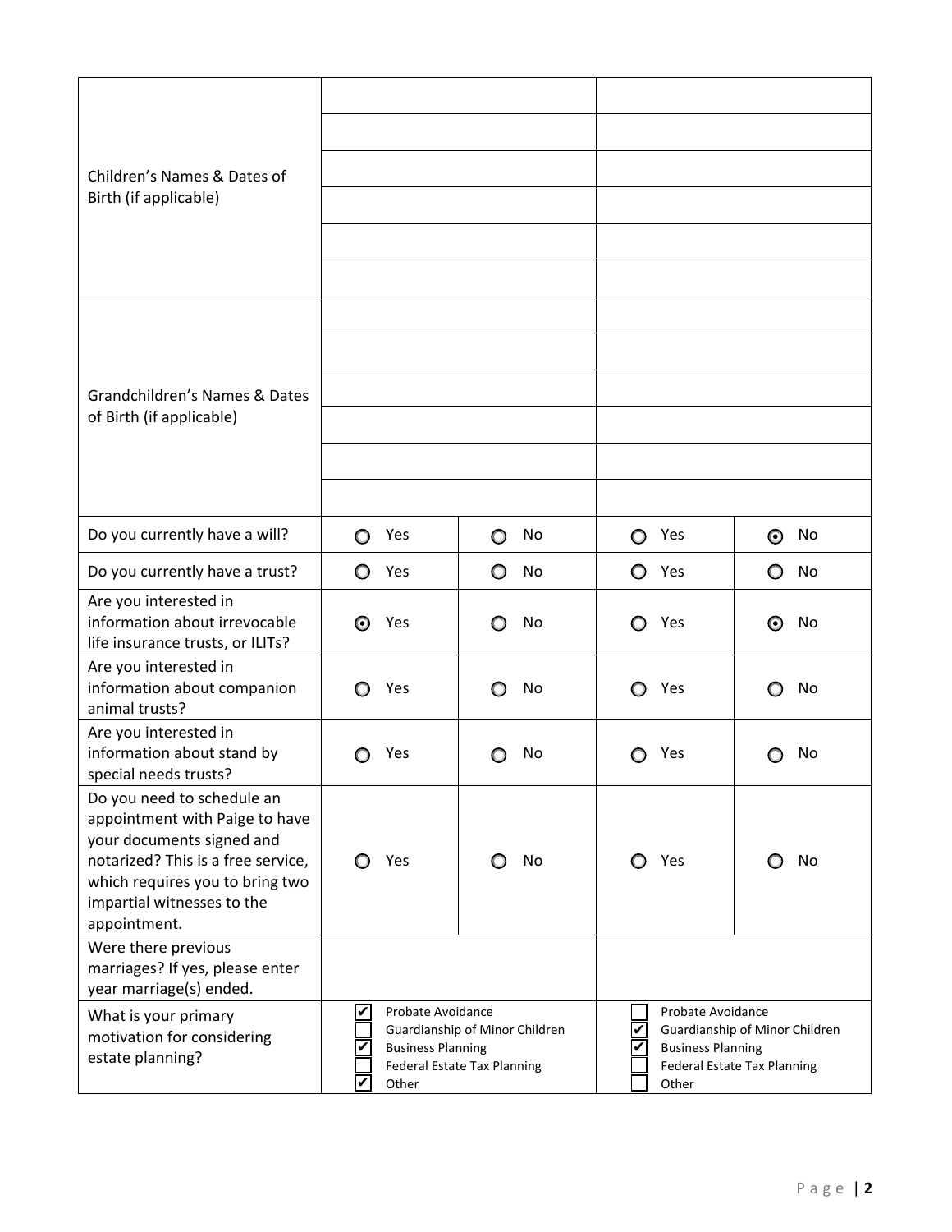| | | | | |
|---|---|---|---|---|
| Children's Names & Dates of Birth (if applicable) | | | | |
| | | | | |
| | | | | |
| | | | | |
| | | | | |
| | | | | |
| Grandchildren's Names & Dates of Birth (if applicable) | | | | |
| | | | | |
| | | | | |
| | | | | |
| | | | | |
| | | | | |
| Do you currently have a will? | ○ Yes | ○ No | ○ Yes | ◉ No |
| Do you currently have a trust? | ○ Yes | ○ No | ○ Yes | ○ No |
| Are you interested in information about irrevocable life insurance trusts, or ILITs? | ◉ Yes | ○ No | ○ Yes | ◉ No |
| Are you interested in information about companion animal trusts? | ○ Yes | ○ No | ○ Yes | ○ No |
| Are you interested in information about stand by special needs trusts? | ○ Yes | ○ No | ○ Yes | ○ No |
| Do you need to schedule an appointment with Paige to have your documents signed and notarized? This is a free service, which requires you to bring two impartial witnesses to the appointment. | ○ Yes | ○ No | ○ Yes | ○ No |
| Were there previous marriages? If yes, please enter year marriage(s) ended. | | | | |
| What is your primary motivation for considering estate planning? | ☑ Probate Avoidance<br>☐ Guardianship of Minor Children<br>☑ Business Planning<br>☐ Federal Estate Tax Planning<br>☑ Other | | ☐ Probate Avoidance<br>☑ Guardianship of Minor Children<br>☑ Business Planning<br>☐ Federal Estate Tax Planning<br>☐ Other | |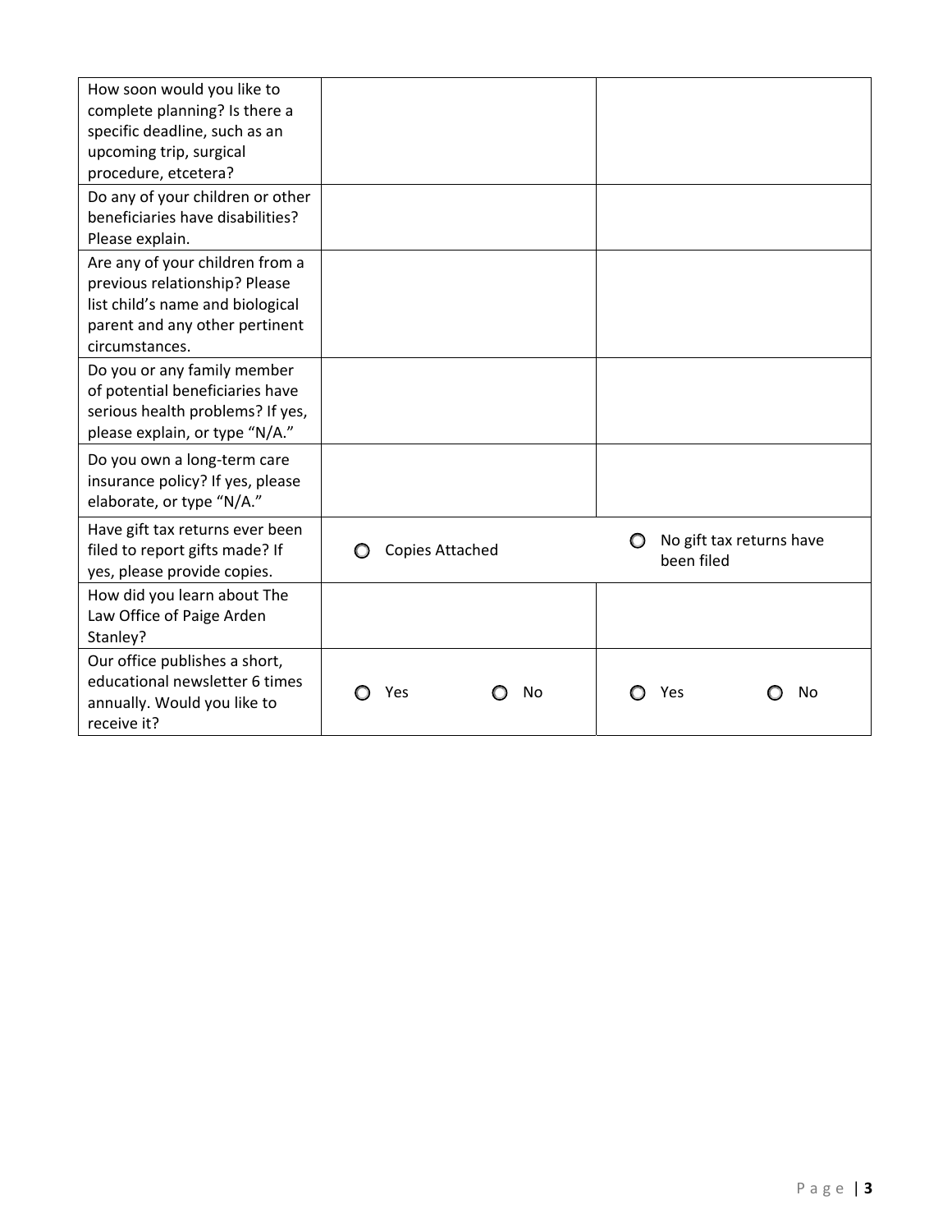| | | |
|---|---|---|
| How soon would you like to complete planning? Is there a specific deadline, such as an upcoming trip, surgical procedure, etcetera? | | |
| Do any of your children or other beneficiaries have disabilities? Please explain. | | |
| Are any of your children from a previous relationship? Please list child's name and biological parent and any other pertinent circumstances. | | |
| Do you or any family member of potential beneficiaries have serious health problems? If yes, please explain, or type "N/A." | | |
| Do you own a long-term care insurance policy? If yes, please elaborate, or type "N/A." | | |
| Have gift tax returns ever been filed to report gifts made? If yes, please provide copies. | ○ Copies Attached | ○ No gift tax returns have been filed |
| How did you learn about The Law Office of Paige Arden Stanley? | | |
| Our office publishes a short, educational newsletter 6 times annually. Would you like to receive it? | ○ Yes ○ No | ○ Yes ○ No |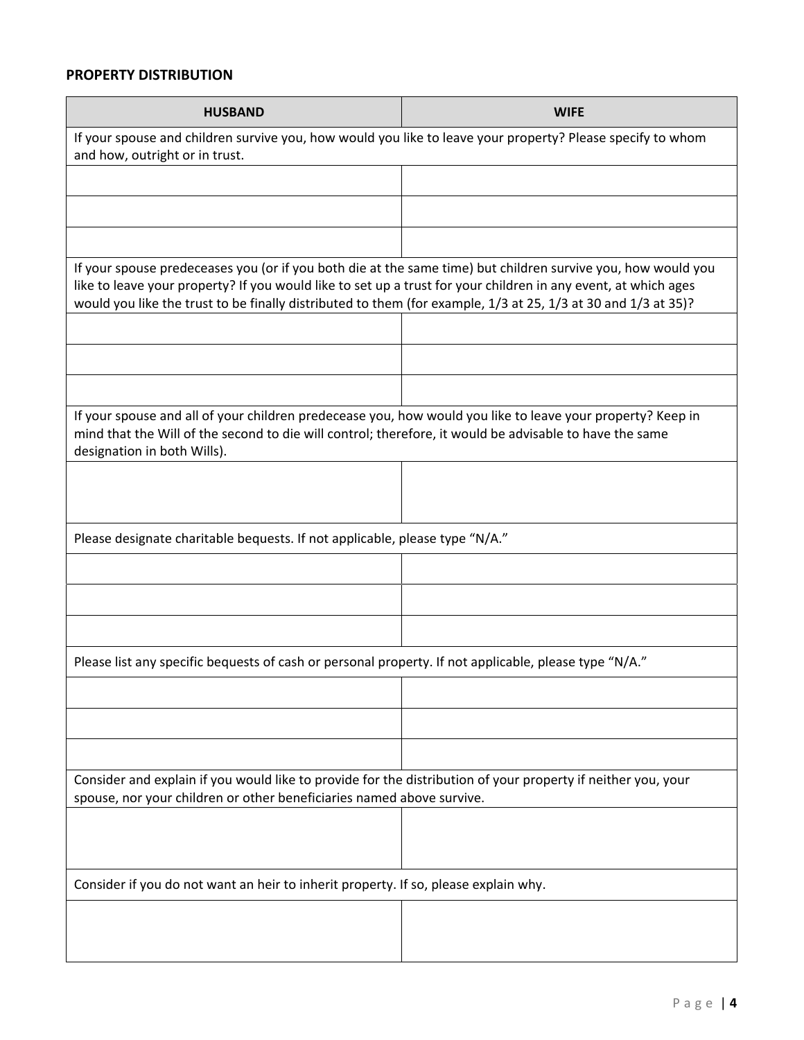**PROPERTY DISTRIBUTION**

| HUSBAND | WIFE |
| --- | --- |
| If your spouse and children survive you, how would you like to leave your property? Please specify to whom and how, outright or in trust. | |
| | |
| | |
| | |
| If your spouse predeceases you (or if you both die at the same time) but children survive you, how would you like to leave your property? If you would like to set up a trust for your children in any event, at which ages would you like the trust to be finally distributed to them (for example, 1/3 at 25, 1/3 at 30 and 1/3 at 35)? | |
| | |
| | |
| | |
| If your spouse and all of your children predecease you, how would you like to leave your property? Keep in mind that the Will of the second to die will control; therefore, it would be advisable to have the same designation in both Wills). | |
| | |
| Please designate charitable bequests. If not applicable, please type "N/A." | |
| | |
| | |
| | |
| Please list any specific bequests of cash or personal property. If not applicable, please type "N/A." | |
| | |
| | |
| | |
| Consider and explain if you would like to provide for the distribution of your property if neither you, your spouse, nor your children or other beneficiaries named above survive. | |
| | |
| Consider if you do not want an heir to inherit property. If so, please explain why. | |
| | |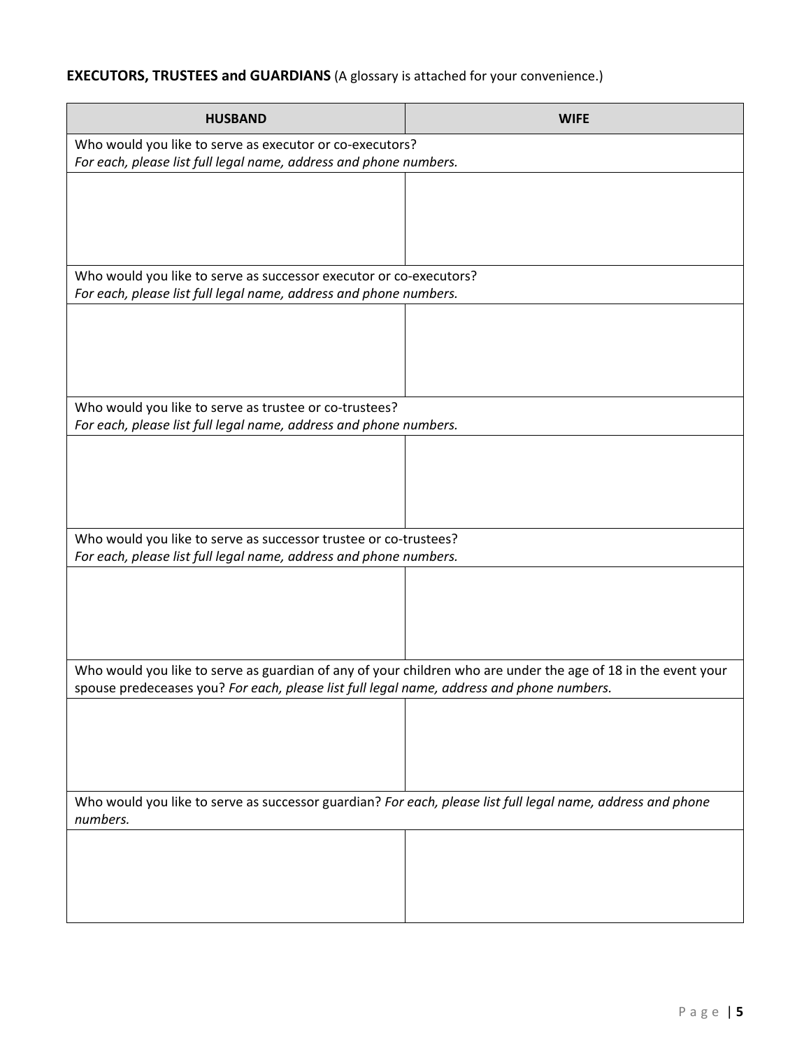**EXECUTORS, TRUSTEES and GUARDIANS** (A glossary is attached for your convenience.)

| HUSBAND | WIFE |
|---|---|
| Who would you like to serve as executor or co-executors? *For each, please list full legal name, address and phone numbers.* | |
| | |
| Who would you like to serve as successor executor or co-executors? *For each, please list full legal name, address and phone numbers.* | |
| | |
| Who would you like to serve as trustee or co-trustees? *For each, please list full legal name, address and phone numbers.* | |
| | |
| Who would you like to serve as successor trustee or co-trustees? *For each, please list full legal name, address and phone numbers.* | |
| | |
| Who would you like to serve as guardian of any of your children who are under the age of 18 in the event your spouse predeceases you? *For each, please list full legal name, address and phone numbers.* | |
| | |
| Who would you like to serve as successor guardian? *For each, please list full legal name, address and phone numbers.* | |
| | |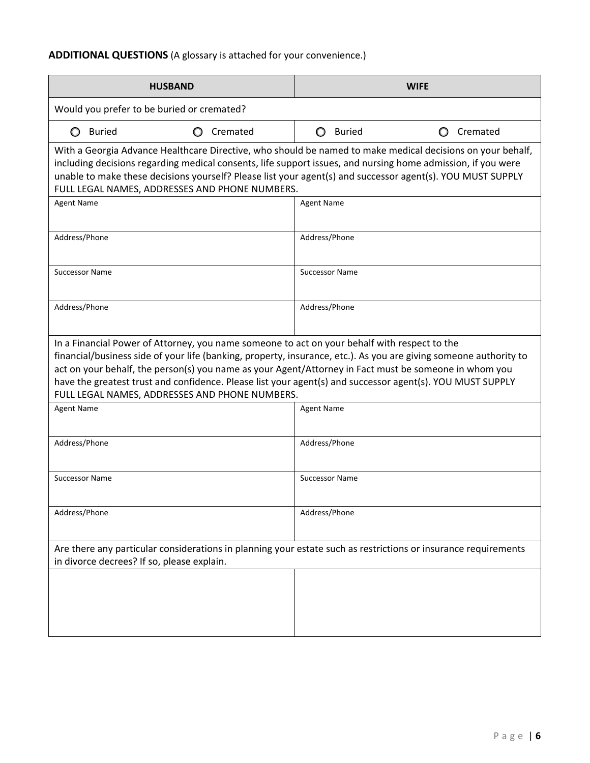**ADDITIONAL QUESTIONS** (A glossary is attached for your convenience.)

| HUSBAND | | WIFE | |
|---|---|---|---|
| Would you prefer to be buried or cremated? | | | |
| ○ Buried | ○ Cremated | ○ Buried | ○ Cremated |
| With a Georgia Advance Healthcare Directive, who should be named to make medical decisions on your behalf, including decisions regarding medical consents, life support issues, and nursing home admission, if you were unable to make these decisions yourself? Please list your agent(s) and successor agent(s). YOU MUST SUPPLY FULL LEGAL NAMES, ADDRESSES AND PHONE NUMBERS. | | | |
| Agent Name | | Agent Name | |
| Address/Phone | | Address/Phone | |
| Successor Name | | Successor Name | |
| Address/Phone | | Address/Phone | |
| In a Financial Power of Attorney, you name someone to act on your behalf with respect to the financial/business side of your life (banking, property, insurance, etc.). As you are giving someone authority to act on your behalf, the person(s) you name as your Agent/Attorney in Fact must be someone in whom you have the greatest trust and confidence. Please list your agent(s) and successor agent(s). YOU MUST SUPPLY FULL LEGAL NAMES, ADDRESSES AND PHONE NUMBERS. | | | |
| Agent Name | | Agent Name | |
| Address/Phone | | Address/Phone | |
| Successor Name | | Successor Name | |
| Address/Phone | | Address/Phone | |
| Are there any particular considerations in planning your estate such as restrictions or insurance requirements in divorce decrees? If so, please explain. | | | |
| | | | |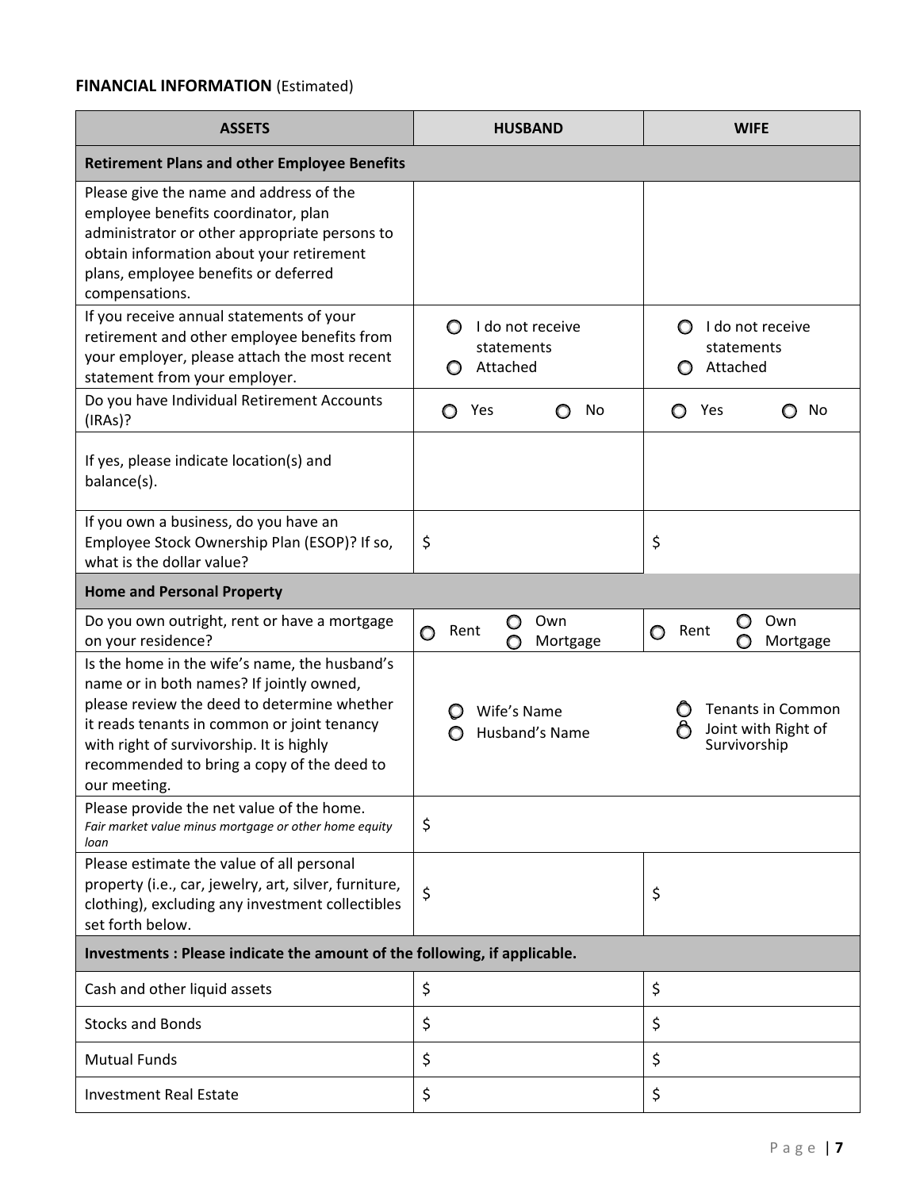**FINANCIAL INFORMATION** (Estimated)

| ASSETS | HUSBAND | WIFE |
|---|---|---|
| **Retirement Plans and other Employee Benefits** | | |
| Please give the name and address of the employee benefits coordinator, plan administrator or other appropriate persons to obtain information about your retirement plans, employee benefits or deferred compensations. | | |
| If you receive annual statements of your retirement and other employee benefits from your employer, please attach the most recent statement from your employer. | ○ I do not receive statements ○ Attached | ○ I do not receive statements ○ Attached |
| Do you have Individual Retirement Accounts (IRAs)? | ○ Yes ○ No | ○ Yes ○ No |
| If yes, please indicate location(s) and balance(s). | | |
| If you own a business, do you have an Employee Stock Ownership Plan (ESOP)? If so, what is the dollar value? | $ | $ |
| **Home and Personal Property** | | |
| Do you own outright, rent or have a mortgage on your residence? | ○ Rent ○ Own ○ Mortgage | ○ Rent ○ Own ○ Mortgage |
| Is the home in the wife's name, the husband's name or in both names? If jointly owned, please review the deed to determine whether it reads tenants in common or joint tenancy with right of survivorship. It is highly recommended to bring a copy of the deed to our meeting. | ○ Wife's Name ○ Husband's Name | ○ Tenants in Common ○ Joint with Right of Survivorship |
| Please provide the net value of the home. *Fair market value minus mortgage or other home equity loan* | $ | |
| Please estimate the value of all personal property (i.e., car, jewelry, art, silver, furniture, clothing), excluding any investment collectibles set forth below. | $ | $ |
| **Investments : Please indicate the amount of the following, if applicable.** | | |
| Cash and other liquid assets | $ | $ |
| Stocks and Bonds | $ | $ |
| Mutual Funds | $ | $ |
| Investment Real Estate | $ | $ |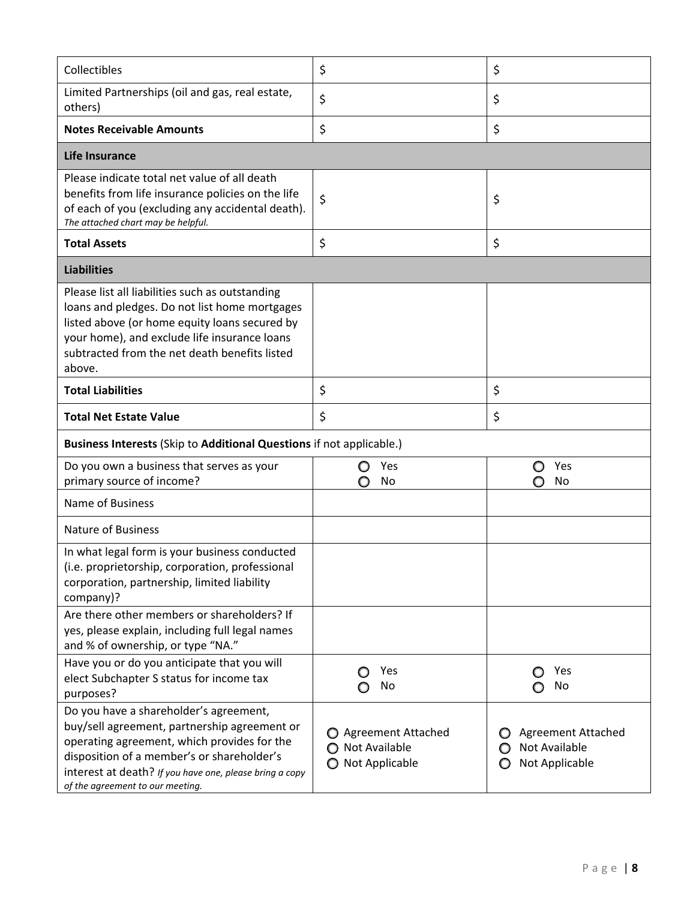| | | |
|---|---|---|
| Collectibles | $ | $ |
| Limited Partnerships (oil and gas, real estate, others) | $ | $ |
| **Notes Receivable Amounts** | $ | $ |
| **Life Insurance** | | |
| Please indicate total net value of all death benefits from life insurance policies on the life of each of you (excluding any accidental death). *The attached chart may be helpful.* | $ | $ |
| **Total Assets** | $ | $ |
| **Liabilities** | | |
| Please list all liabilities such as outstanding loans and pledges. Do not list home mortgages listed above (or home equity loans secured by your home), and exclude life insurance loans subtracted from the net death benefits listed above. | | |
| **Total Liabilities** | $ | $ |
| **Total Net Estate Value** | $ | $ |
| **Business Interests** (Skip to **Additional Questions** if not applicable.) | | |
| Do you own a business that serves as your primary source of income? | ○ Yes ○ No | ○ Yes ○ No |
| Name of Business | | |
| Nature of Business | | |
| In what legal form is your business conducted (i.e. proprietorship, corporation, professional corporation, partnership, limited liability company)? | | |
| Are there other members or shareholders? If yes, please explain, including full legal names and % of ownership, or type "NA." | | |
| Have you or do you anticipate that you will elect Subchapter S status for income tax purposes? | ○ Yes ○ No | ○ Yes ○ No |
| Do you have a shareholder's agreement, buy/sell agreement, partnership agreement or operating agreement, which provides for the disposition of a member's or shareholder's interest at death? *If you have one, please bring a copy of the agreement to our meeting.* | ○ Agreement Attached ○ Not Available ○ Not Applicable | ○ Agreement Attached ○ Not Available ○ Not Applicable |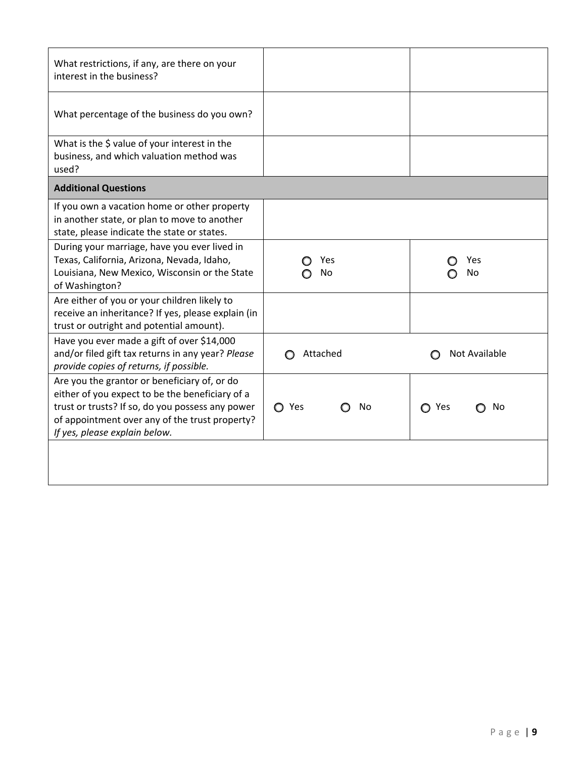| | | |
|---|---|---|
| What restrictions, if any, are there on your interest in the business? | | |
| What percentage of the business do you own? | | |
| What is the $ value of your interest in the business, and which valuation method was used? | | |
| **Additional Questions** | | |
| If you own a vacation home or other property in another state, or plan to move to another state, please indicate the state or states. | | |
| During your marriage, have you ever lived in Texas, California, Arizona, Nevada, Idaho, Louisiana, New Mexico, Wisconsin or the State of Washington? | ○ Yes ○ No | ○ Yes ○ No |
| Are either of you or your children likely to receive an inheritance? If yes, please explain (in trust or outright and potential amount). | | |
| Have you ever made a gift of over $14,000 and/or filed gift tax returns in any year? *Please provide copies of returns, if possible.* | ○ Attached | ○ Not Available |
| Are you the grantor or beneficiary of, or do either of you expect to be the beneficiary of a trust or trusts? If so, do you possess any power of appointment over any of the trust property? *If yes, please explain below.* | ○ Yes ○ No | ○ Yes ○ No |
| | | |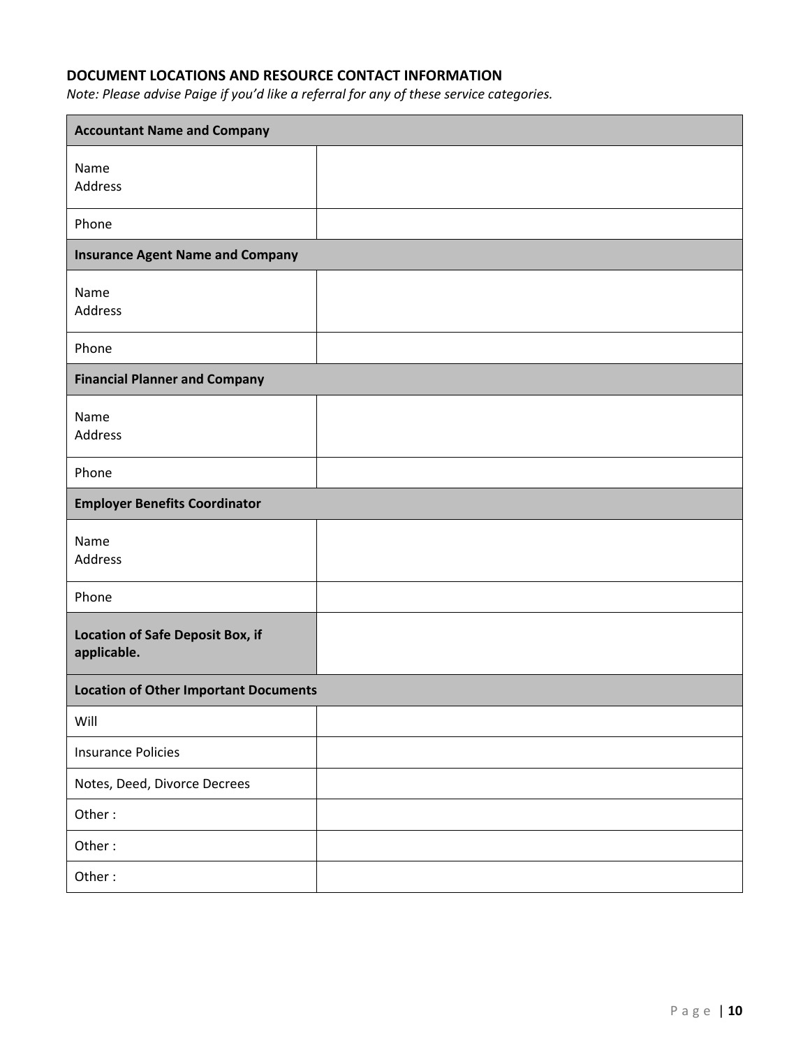## DOCUMENT LOCATIONS AND RESOURCE CONTACT INFORMATION

*Note: Please advise Paige if you'd like a referral for any of these service categories.*

| **Accountant Name and Company** | |
|---|---|
| Name<br>Address | |
| Phone | |
| **Insurance Agent Name and Company** | |
| Name<br>Address | |
| Phone | |
| **Financial Planner and Company** | |
| Name<br>Address | |
| Phone | |
| **Employer Benefits Coordinator** | |
| Name<br>Address | |
| Phone | |
| **Location of Safe Deposit Box, if applicable.** | |
| **Location of Other Important Documents** | |
| Will | |
| Insurance Policies | |
| Notes, Deed, Divorce Decrees | |
| Other : | |
| Other : | |
| Other : | |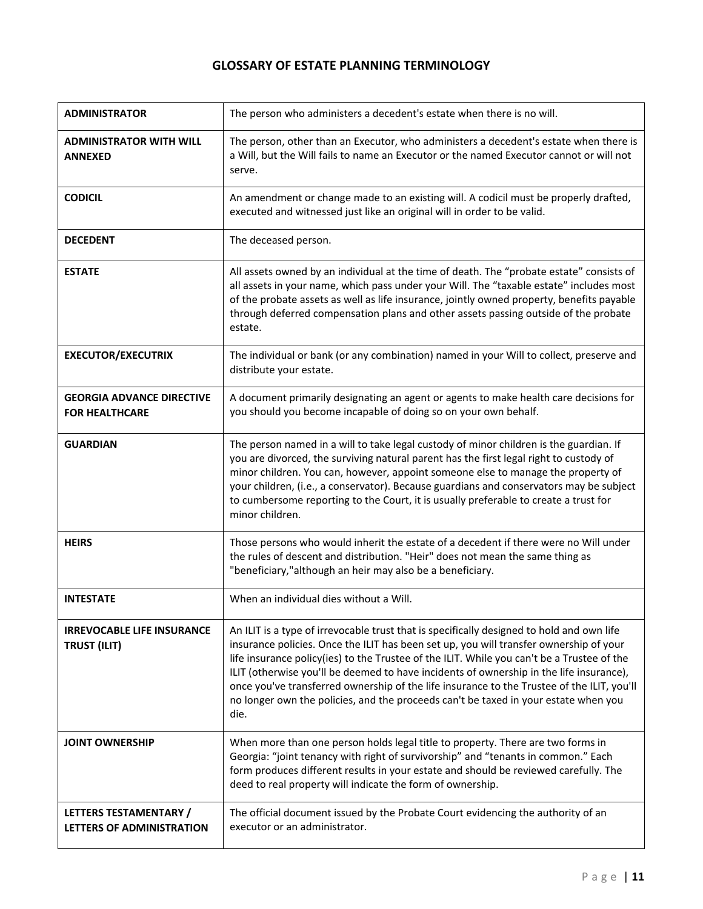## GLOSSARY OF ESTATE PLANNING TERMINOLOGY

| | |
|---|---|
| **ADMINISTRATOR** | The person who administers a decedent's estate when there is no will. |
| **ADMINISTRATOR WITH WILL ANNEXED** | The person, other than an Executor, who administers a decedent's estate when there is a Will, but the Will fails to name an Executor or the named Executor cannot or will not serve. |
| **CODICIL** | An amendment or change made to an existing will. A codicil must be properly drafted, executed and witnessed just like an original will in order to be valid. |
| **DECEDENT** | The deceased person. |
| **ESTATE** | All assets owned by an individual at the time of death. The "probate estate" consists of all assets in your name, which pass under your Will. The "taxable estate" includes most of the probate assets as well as life insurance, jointly owned property, benefits payable through deferred compensation plans and other assets passing outside of the probate estate. |
| **EXECUTOR/EXECUTRIX** | The individual or bank (or any combination) named in your Will to collect, preserve and distribute your estate. |
| **GEORGIA ADVANCE DIRECTIVE FOR HEALTHCARE** | A document primarily designating an agent or agents to make health care decisions for you should you become incapable of doing so on your own behalf. |
| **GUARDIAN** | The person named in a will to take legal custody of minor children is the guardian. If you are divorced, the surviving natural parent has the first legal right to custody of minor children. You can, however, appoint someone else to manage the property of your children, (i.e., a conservator). Because guardians and conservators may be subject to cumbersome reporting to the Court, it is usually preferable to create a trust for minor children. |
| **HEIRS** | Those persons who would inherit the estate of a decedent if there were no Will under the rules of descent and distribution. "Heir" does not mean the same thing as "beneficiary,"although an heir may also be a beneficiary. |
| **INTESTATE** | When an individual dies without a Will. |
| **IRREVOCABLE LIFE INSURANCE TRUST (ILIT)** | An ILIT is a type of irrevocable trust that is specifically designed to hold and own life insurance policies. Once the ILIT has been set up, you will transfer ownership of your life insurance policy(ies) to the Trustee of the ILIT. While you can't be a Trustee of the ILIT (otherwise you'll be deemed to have incidents of ownership in the life insurance), once you've transferred ownership of the life insurance to the Trustee of the ILIT, you'll no longer own the policies, and the proceeds can't be taxed in your estate when you die. |
| **JOINT OWNERSHIP** | When more than one person holds legal title to property. There are two forms in Georgia: "joint tenancy with right of survivorship" and "tenants in common." Each form produces different results in your estate and should be reviewed carefully. The deed to real property will indicate the form of ownership. |
| **LETTERS TESTAMENTARY / LETTERS OF ADMINISTRATION** | The official document issued by the Probate Court evidencing the authority of an executor or an administrator. |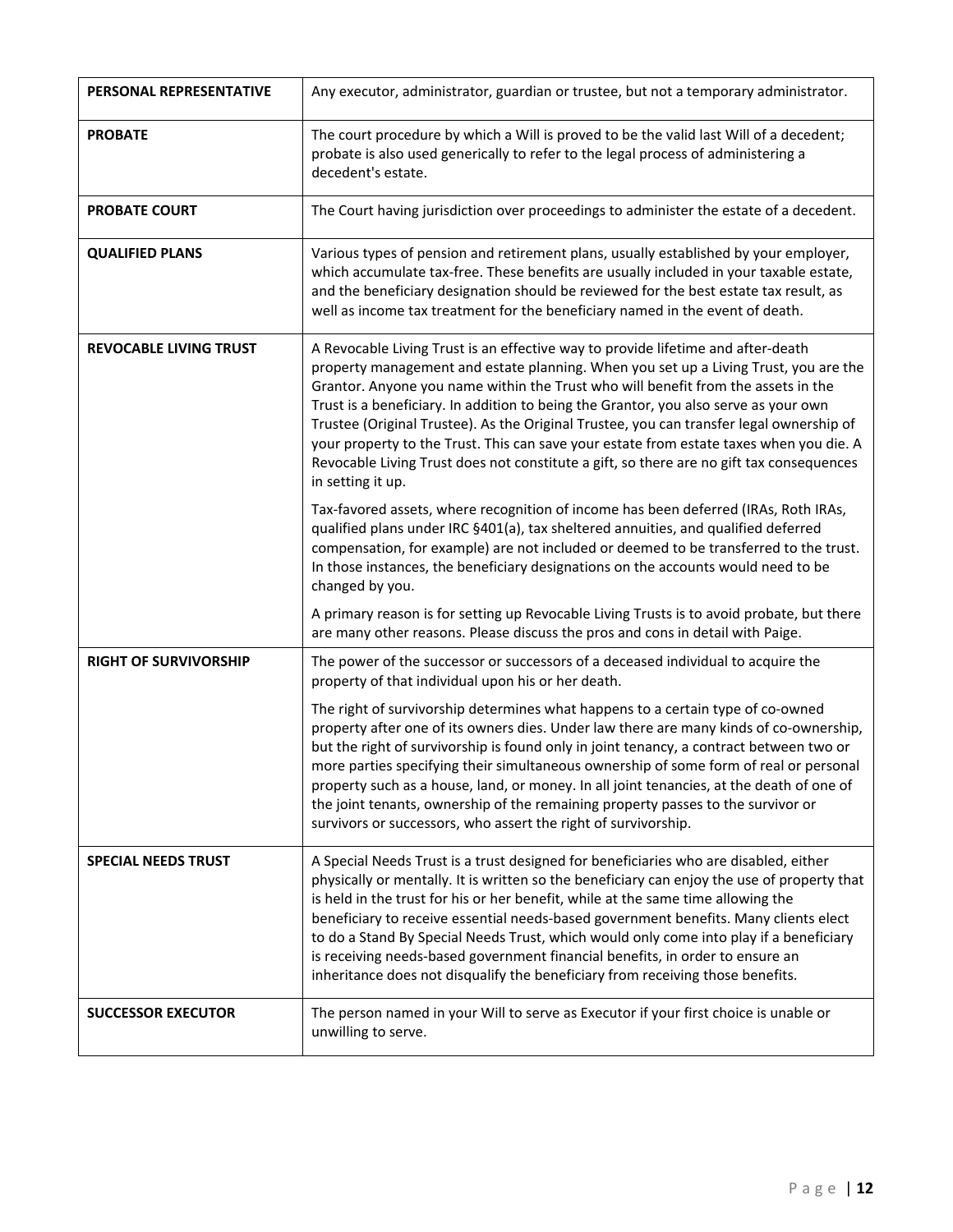| | |
|---|---|
| **PERSONAL REPRESENTATIVE** | Any executor, administrator, guardian or trustee, but not a temporary administrator. |
| **PROBATE** | The court procedure by which a Will is proved to be the valid last Will of a decedent; probate is also used generically to refer to the legal process of administering a decedent's estate. |
| **PROBATE COURT** | The Court having jurisdiction over proceedings to administer the estate of a decedent. |
| **QUALIFIED PLANS** | Various types of pension and retirement plans, usually established by your employer, which accumulate tax-free. These benefits are usually included in your taxable estate, and the beneficiary designation should be reviewed for the best estate tax result, as well as income tax treatment for the beneficiary named in the event of death. |
| **REVOCABLE LIVING TRUST** | A Revocable Living Trust is an effective way to provide lifetime and after-death property management and estate planning. When you set up a Living Trust, you are the Grantor. Anyone you name within the Trust who will benefit from the assets in the Trust is a beneficiary. In addition to being the Grantor, you also serve as your own Trustee (Original Trustee). As the Original Trustee, you can transfer legal ownership of your property to the Trust. This can save your estate from estate taxes when you die. A Revocable Living Trust does not constitute a gift, so there are no gift tax consequences in setting it up.<br><br>Tax-favored assets, where recognition of income has been deferred (IRAs, Roth IRAs, qualified plans under IRC §401(a), tax sheltered annuities, and qualified deferred compensation, for example) are not included or deemed to be transferred to the trust. In those instances, the beneficiary designations on the accounts would need to be changed by you.<br><br>A primary reason is for setting up Revocable Living Trusts is to avoid probate, but there are many other reasons. Please discuss the pros and cons in detail with Paige. |
| **RIGHT OF SURVIVORSHIP** | The power of the successor or successors of a deceased individual to acquire the property of that individual upon his or her death.<br><br>The right of survivorship determines what happens to a certain type of co-owned property after one of its owners dies. Under law there are many kinds of co-ownership, but the right of survivorship is found only in joint tenancy, a contract between two or more parties specifying their simultaneous ownership of some form of real or personal property such as a house, land, or money. In all joint tenancies, at the death of one of the joint tenants, ownership of the remaining property passes to the survivor or survivors or successors, who assert the right of survivorship. |
| **SPECIAL NEEDS TRUST** | A Special Needs Trust is a trust designed for beneficiaries who are disabled, either physically or mentally. It is written so the beneficiary can enjoy the use of property that is held in the trust for his or her benefit, while at the same time allowing the beneficiary to receive essential needs-based government benefits. Many clients elect to do a Stand By Special Needs Trust, which would only come into play if a beneficiary is receiving needs-based government financial benefits, in order to ensure an inheritance does not disqualify the beneficiary from receiving those benefits. |
| **SUCCESSOR EXECUTOR** | The person named in your Will to serve as Executor if your first choice is unable or unwilling to serve. |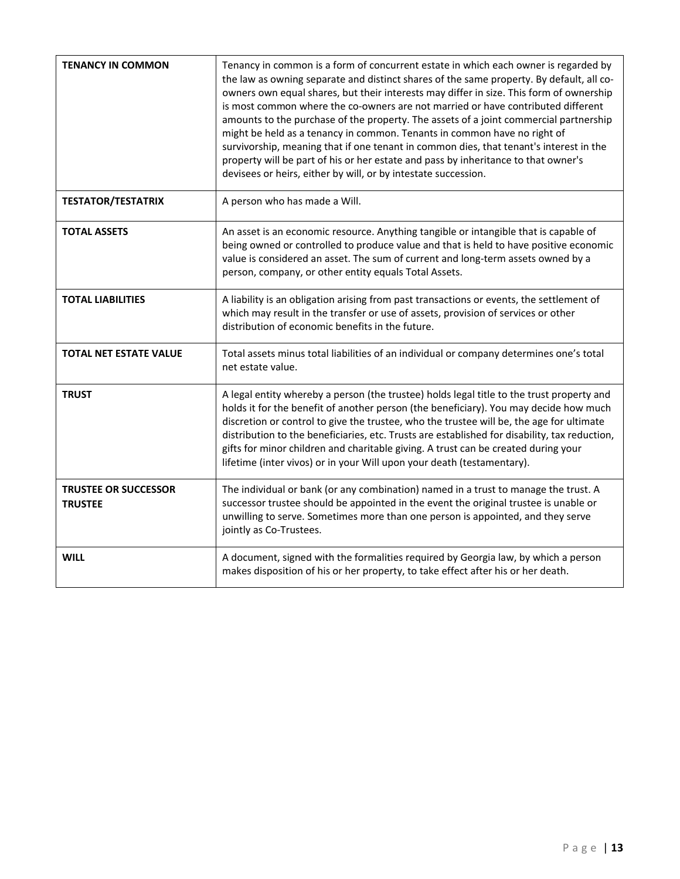| | |
|---|---|
| **TENANCY IN COMMON** | Tenancy in common is a form of concurrent estate in which each owner is regarded by the law as owning separate and distinct shares of the same property. By default, all co-owners own equal shares, but their interests may differ in size. This form of ownership is most common where the co-owners are not married or have contributed different amounts to the purchase of the property. The assets of a joint commercial partnership might be held as a tenancy in common. Tenants in common have no right of survivorship, meaning that if one tenant in common dies, that tenant's interest in the property will be part of his or her estate and pass by inheritance to that owner's devisees or heirs, either by will, or by intestate succession. |
| **TESTATOR/TESTATRIX** | A person who has made a Will. |
| **TOTAL ASSETS** | An asset is an economic resource. Anything tangible or intangible that is capable of being owned or controlled to produce value and that is held to have positive economic value is considered an asset. The sum of current and long-term assets owned by a person, company, or other entity equals Total Assets. |
| **TOTAL LIABILITIES** | A liability is an obligation arising from past transactions or events, the settlement of which may result in the transfer or use of assets, provision of services or other distribution of economic benefits in the future. |
| **TOTAL NET ESTATE VALUE** | Total assets minus total liabilities of an individual or company determines one's total net estate value. |
| **TRUST** | A legal entity whereby a person (the trustee) holds legal title to the trust property and holds it for the benefit of another person (the beneficiary). You may decide how much discretion or control to give the trustee, who the trustee will be, the age for ultimate distribution to the beneficiaries, etc. Trusts are established for disability, tax reduction, gifts for minor children and charitable giving. A trust can be created during your lifetime (inter vivos) or in your Will upon your death (testamentary). |
| **TRUSTEE OR SUCCESSOR TRUSTEE** | The individual or bank (or any combination) named in a trust to manage the trust. A successor trustee should be appointed in the event the original trustee is unable or unwilling to serve. Sometimes more than one person is appointed, and they serve jointly as Co-Trustees. |
| **WILL** | A document, signed with the formalities required by Georgia law, by which a person makes disposition of his or her property, to take effect after his or her death. |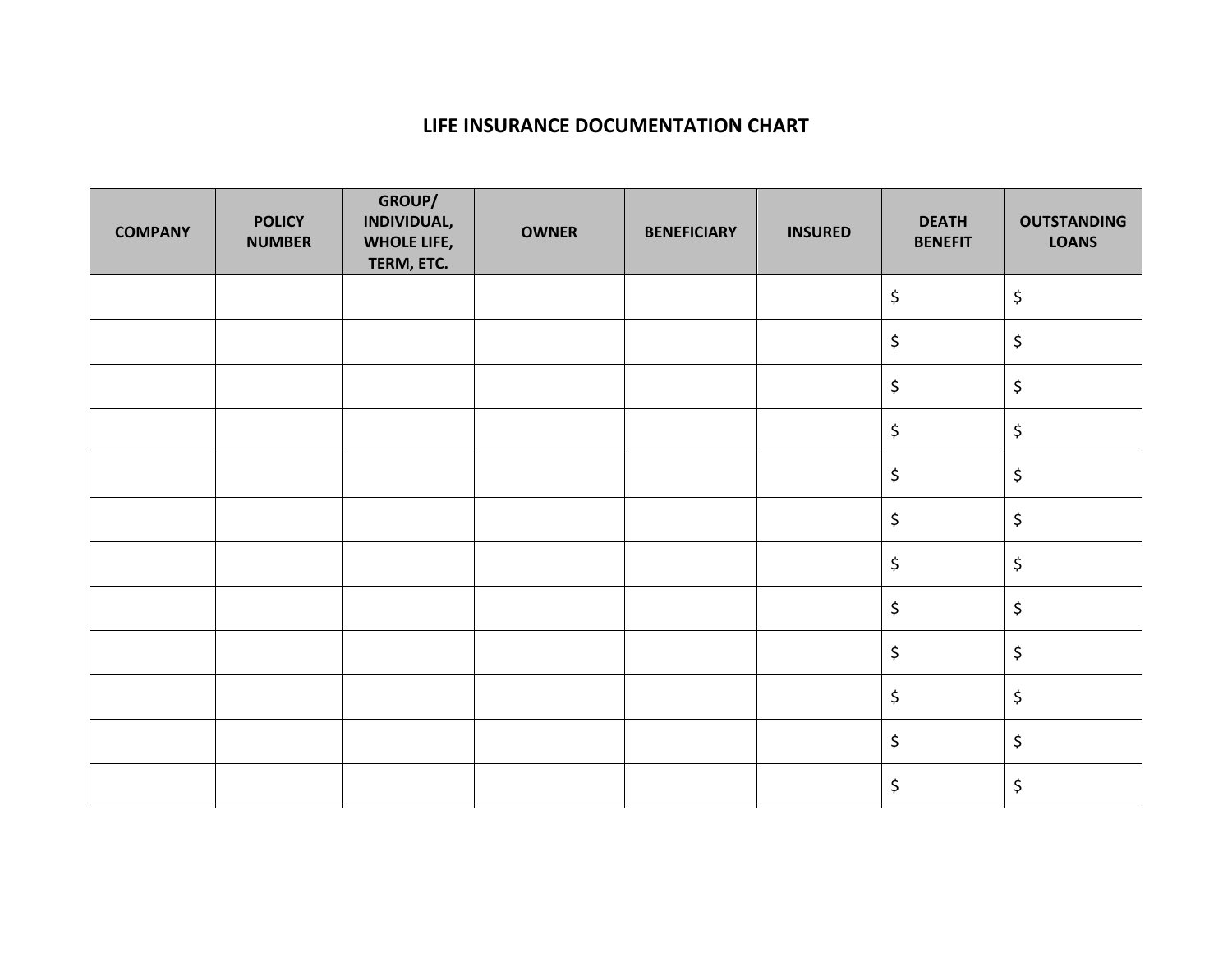## LIFE INSURANCE DOCUMENTATION CHART

| COMPANY | POLICY NUMBER | GROUP/ INDIVIDUAL, WHOLE LIFE, TERM, ETC. | OWNER | BENEFICIARY | INSURED | DEATH BENEFIT | OUTSTANDING LOANS |
|---|---|---|---|---|---|---|---|
| | | | | | | $ | $ |
| | | | | | | $ | $ |
| | | | | | | $ | $ |
| | | | | | | $ | $ |
| | | | | | | $ | $ |
| | | | | | | $ | $ |
| | | | | | | $ | $ |
| | | | | | | $ | $ |
| | | | | | | $ | $ |
| | | | | | | $ | $ |
| | | | | | | $ | $ |
| | | | | | | $ | $ |